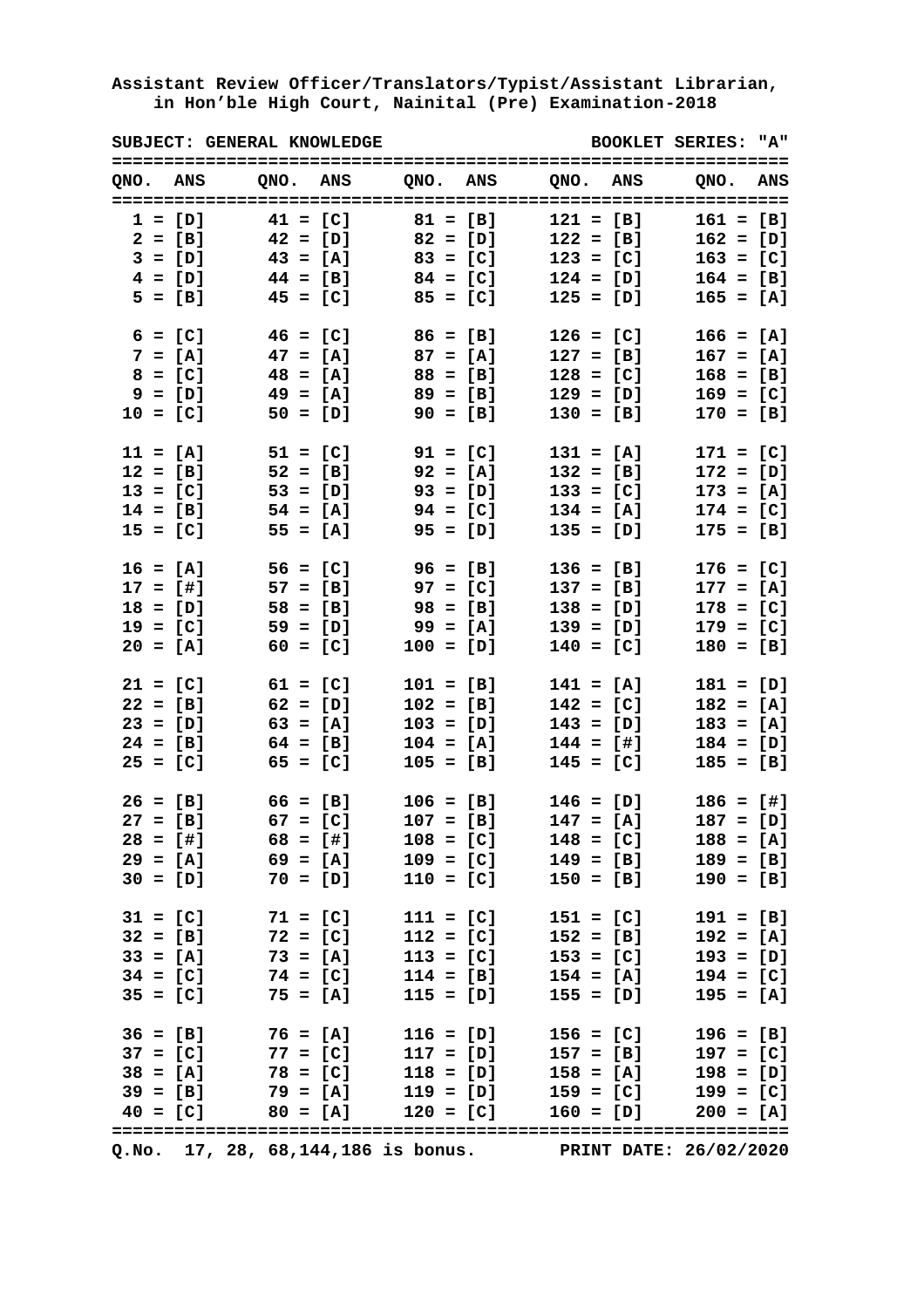**Assistant Review Officer/Translators/Typist/Assistant Librarian, in Hon'ble High Court, Nainital (Pre) Examination-2018**

**SUBJECT: GENERAL KNOWLEDGE** — **BOOKLET SERIES: "A"**

| QNO. | ANS | QNO. | ANS | QNO. | ANS | QNO. | ANS | QNO. | ANS |
|---|---|---|---|---|---|---|---|---|---|
| 1 | [D] | 41 | [C] | 81 | [B] | 121 | [B] | 161 | [B] |
| 2 | [B] | 42 | [D] | 82 | [D] | 122 | [B] | 162 | [D] |
| 3 | [D] | 43 | [A] | 83 | [C] | 123 | [C] | 163 | [C] |
| 4 | [D] | 44 | [B] | 84 | [C] | 124 | [D] | 164 | [B] |
| 5 | [B] | 45 | [C] | 85 | [C] | 125 | [D] | 165 | [A] |
| 6 | [C] | 46 | [C] | 86 | [B] | 126 | [C] | 166 | [A] |
| 7 | [A] | 47 | [A] | 87 | [A] | 127 | [B] | 167 | [A] |
| 8 | [C] | 48 | [A] | 88 | [B] | 128 | [C] | 168 | [B] |
| 9 | [D] | 49 | [A] | 89 | [B] | 129 | [D] | 169 | [C] |
| 10 | [C] | 50 | [D] | 90 | [B] | 130 | [B] | 170 | [B] |
| 11 | [A] | 51 | [C] | 91 | [C] | 131 | [A] | 171 | [C] |
| 12 | [B] | 52 | [B] | 92 | [A] | 132 | [B] | 172 | [D] |
| 13 | [C] | 53 | [D] | 93 | [D] | 133 | [C] | 173 | [A] |
| 14 | [B] | 54 | [A] | 94 | [C] | 134 | [A] | 174 | [C] |
| 15 | [C] | 55 | [A] | 95 | [D] | 135 | [D] | 175 | [B] |
| 16 | [A] | 56 | [C] | 96 | [B] | 136 | [B] | 176 | [C] |
| 17 | [#] | 57 | [B] | 97 | [C] | 137 | [B] | 177 | [A] |
| 18 | [D] | 58 | [B] | 98 | [B] | 138 | [D] | 178 | [C] |
| 19 | [C] | 59 | [D] | 99 | [A] | 139 | [D] | 179 | [C] |
| 20 | [A] | 60 | [C] | 100 | [D] | 140 | [C] | 180 | [B] |
| 21 | [C] | 61 | [C] | 101 | [B] | 141 | [A] | 181 | [D] |
| 22 | [B] | 62 | [D] | 102 | [B] | 142 | [C] | 182 | [A] |
| 23 | [D] | 63 | [A] | 103 | [D] | 143 | [D] | 183 | [A] |
| 24 | [B] | 64 | [B] | 104 | [A] | 144 | [#] | 184 | [D] |
| 25 | [C] | 65 | [C] | 105 | [B] | 145 | [C] | 185 | [B] |
| 26 | [B] | 66 | [B] | 106 | [B] | 146 | [D] | 186 | [#] |
| 27 | [B] | 67 | [C] | 107 | [B] | 147 | [A] | 187 | [D] |
| 28 | [#] | 68 | [#] | 108 | [C] | 148 | [C] | 188 | [A] |
| 29 | [A] | 69 | [A] | 109 | [C] | 149 | [B] | 189 | [B] |
| 30 | [D] | 70 | [D] | 110 | [C] | 150 | [B] | 190 | [B] |
| 31 | [C] | 71 | [C] | 111 | [C] | 151 | [C] | 191 | [B] |
| 32 | [B] | 72 | [C] | 112 | [C] | 152 | [B] | 192 | [A] |
| 33 | [A] | 73 | [A] | 113 | [C] | 153 | [C] | 193 | [D] |
| 34 | [C] | 74 | [C] | 114 | [B] | 154 | [A] | 194 | [C] |
| 35 | [C] | 75 | [A] | 115 | [D] | 155 | [D] | 195 | [A] |
| 36 | [B] | 76 | [A] | 116 | [D] | 156 | [C] | 196 | [B] |
| 37 | [C] | 77 | [C] | 117 | [D] | 157 | [B] | 197 | [C] |
| 38 | [A] | 78 | [C] | 118 | [D] | 158 | [A] | 198 | [D] |
| 39 | [B] | 79 | [A] | 119 | [D] | 159 | [C] | 199 | [C] |
| 40 | [C] | 80 | [A] | 120 | [C] | 160 | [D] | 200 | [A] |

**Q.No. 17, 28, 68,144,186 is bonus.** **PRINT DATE: 26/02/2020**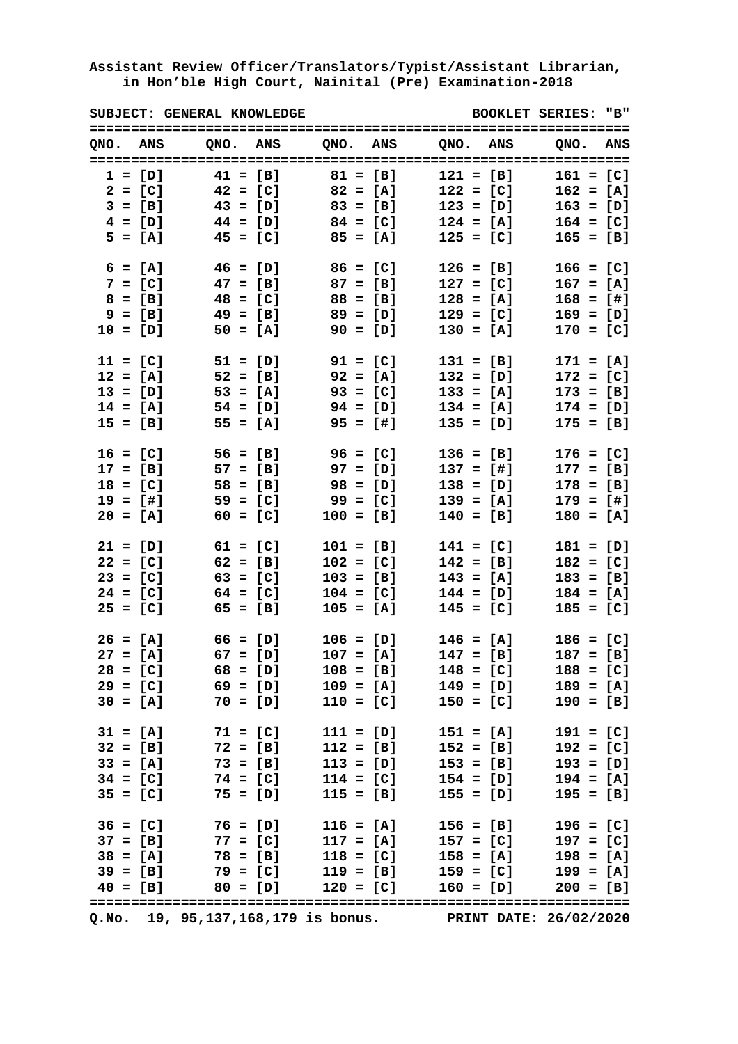**Assistant Review Officer/Translators/Typist/Assistant Librarian, in Hon'ble High Court, Nainital (Pre) Examination-2018**

**SUBJECT: GENERAL KNOWLEDGE** | **BOOKLET SERIES: "B"**

| QNO. | ANS | QNO. | ANS | QNO. | ANS | QNO. | ANS | QNO. | ANS |
|---|---|---|---|---|---|---|---|---|---|
| 1 | [D] | 41 | [B] | 81 | [B] | 121 | [B] | 161 | [C] |
| 2 | [C] | 42 | [C] | 82 | [A] | 122 | [C] | 162 | [A] |
| 3 | [B] | 43 | [D] | 83 | [B] | 123 | [D] | 163 | [D] |
| 4 | [D] | 44 | [D] | 84 | [C] | 124 | [A] | 164 | [C] |
| 5 | [A] | 45 | [C] | 85 | [A] | 125 | [C] | 165 | [B] |
| 6 | [A] | 46 | [D] | 86 | [C] | 126 | [B] | 166 | [C] |
| 7 | [C] | 47 | [B] | 87 | [B] | 127 | [C] | 167 | [A] |
| 8 | [B] | 48 | [C] | 88 | [B] | 128 | [A] | 168 | [#] |
| 9 | [B] | 49 | [B] | 89 | [D] | 129 | [C] | 169 | [D] |
| 10 | [D] | 50 | [A] | 90 | [D] | 130 | [A] | 170 | [C] |
| 11 | [C] | 51 | [D] | 91 | [C] | 131 | [B] | 171 | [A] |
| 12 | [A] | 52 | [B] | 92 | [A] | 132 | [D] | 172 | [C] |
| 13 | [D] | 53 | [A] | 93 | [C] | 133 | [A] | 173 | [B] |
| 14 | [A] | 54 | [D] | 94 | [D] | 134 | [A] | 174 | [D] |
| 15 | [B] | 55 | [A] | 95 | [#] | 135 | [D] | 175 | [B] |
| 16 | [C] | 56 | [B] | 96 | [C] | 136 | [B] | 176 | [C] |
| 17 | [B] | 57 | [B] | 97 | [D] | 137 | [#] | 177 | [B] |
| 18 | [C] | 58 | [B] | 98 | [D] | 138 | [D] | 178 | [B] |
| 19 | [#] | 59 | [C] | 99 | [C] | 139 | [A] | 179 | [#] |
| 20 | [A] | 60 | [C] | 100 | [B] | 140 | [B] | 180 | [A] |
| 21 | [D] | 61 | [C] | 101 | [B] | 141 | [C] | 181 | [D] |
| 22 | [C] | 62 | [B] | 102 | [C] | 142 | [B] | 182 | [C] |
| 23 | [C] | 63 | [C] | 103 | [B] | 143 | [A] | 183 | [B] |
| 24 | [C] | 64 | [C] | 104 | [C] | 144 | [D] | 184 | [A] |
| 25 | [C] | 65 | [B] | 105 | [A] | 145 | [C] | 185 | [C] |
| 26 | [A] | 66 | [D] | 106 | [D] | 146 | [A] | 186 | [C] |
| 27 | [A] | 67 | [D] | 107 | [A] | 147 | [B] | 187 | [B] |
| 28 | [C] | 68 | [D] | 108 | [B] | 148 | [C] | 188 | [C] |
| 29 | [C] | 69 | [D] | 109 | [A] | 149 | [D] | 189 | [A] |
| 30 | [A] | 70 | [D] | 110 | [C] | 150 | [C] | 190 | [B] |
| 31 | [A] | 71 | [C] | 111 | [D] | 151 | [A] | 191 | [C] |
| 32 | [B] | 72 | [B] | 112 | [B] | 152 | [B] | 192 | [C] |
| 33 | [A] | 73 | [B] | 113 | [D] | 153 | [B] | 193 | [D] |
| 34 | [C] | 74 | [C] | 114 | [C] | 154 | [D] | 194 | [A] |
| 35 | [C] | 75 | [D] | 115 | [B] | 155 | [D] | 195 | [B] |
| 36 | [C] | 76 | [D] | 116 | [A] | 156 | [B] | 196 | [C] |
| 37 | [B] | 77 | [C] | 117 | [A] | 157 | [C] | 197 | [C] |
| 38 | [A] | 78 | [B] | 118 | [C] | 158 | [A] | 198 | [A] |
| 39 | [B] | 79 | [C] | 119 | [B] | 159 | [C] | 199 | [A] |
| 40 | [B] | 80 | [D] | 120 | [C] | 160 | [D] | 200 | [B] |

**Q.No. 19, 95,137,168,179 is bonus.** **PRINT DATE: 26/02/2020**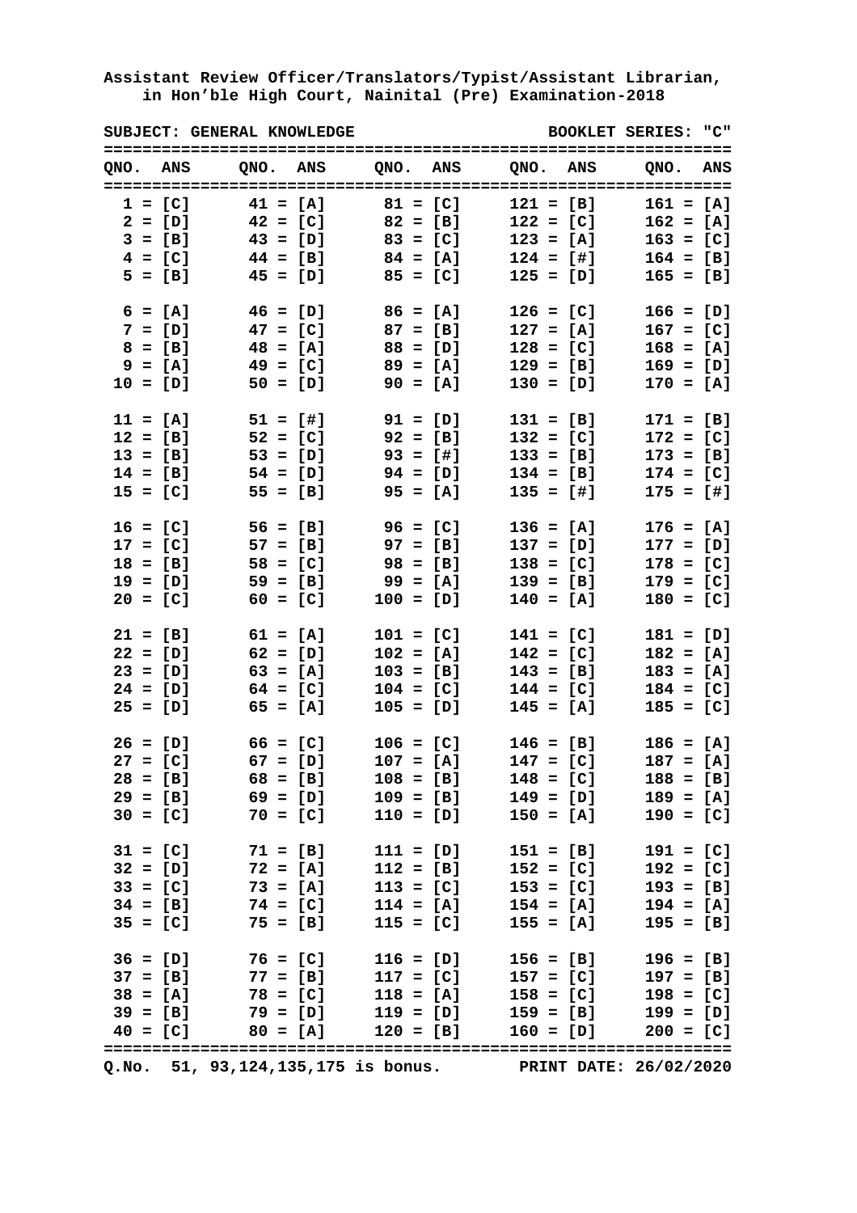**Assistant Review Officer/Translators/Typist/Assistant Librarian, in Hon'ble High Court, Nainital (Pre) Examination-2018**

**SUBJECT: GENERAL KNOWLEDGE** | **BOOKLET SERIES: "C"**

| QNO. | ANS | QNO. | ANS | QNO. | ANS | QNO. | ANS | QNO. | ANS |
|---|---|---|---|---|---|---|---|---|---|
| 1 | [C] | 41 | [A] | 81 | [C] | 121 | [B] | 161 | [A] |
| 2 | [D] | 42 | [C] | 82 | [B] | 122 | [C] | 162 | [A] |
| 3 | [B] | 43 | [D] | 83 | [C] | 123 | [A] | 163 | [C] |
| 4 | [C] | 44 | [B] | 84 | [A] | 124 | [#] | 164 | [B] |
| 5 | [B] | 45 | [D] | 85 | [C] | 125 | [D] | 165 | [B] |
| 6 | [A] | 46 | [D] | 86 | [A] | 126 | [C] | 166 | [D] |
| 7 | [D] | 47 | [C] | 87 | [B] | 127 | [A] | 167 | [C] |
| 8 | [B] | 48 | [A] | 88 | [D] | 128 | [C] | 168 | [A] |
| 9 | [A] | 49 | [C] | 89 | [A] | 129 | [B] | 169 | [D] |
| 10 | [D] | 50 | [D] | 90 | [A] | 130 | [D] | 170 | [A] |
| 11 | [A] | 51 | [#] | 91 | [D] | 131 | [B] | 171 | [B] |
| 12 | [B] | 52 | [C] | 92 | [B] | 132 | [C] | 172 | [C] |
| 13 | [B] | 53 | [D] | 93 | [#] | 133 | [B] | 173 | [B] |
| 14 | [B] | 54 | [D] | 94 | [D] | 134 | [B] | 174 | [C] |
| 15 | [C] | 55 | [B] | 95 | [A] | 135 | [#] | 175 | [#] |
| 16 | [C] | 56 | [B] | 96 | [C] | 136 | [A] | 176 | [A] |
| 17 | [C] | 57 | [B] | 97 | [B] | 137 | [D] | 177 | [D] |
| 18 | [B] | 58 | [C] | 98 | [B] | 138 | [C] | 178 | [C] |
| 19 | [D] | 59 | [B] | 99 | [A] | 139 | [B] | 179 | [C] |
| 20 | [C] | 60 | [C] | 100 | [D] | 140 | [A] | 180 | [C] |
| 21 | [B] | 61 | [A] | 101 | [C] | 141 | [C] | 181 | [D] |
| 22 | [D] | 62 | [D] | 102 | [A] | 142 | [C] | 182 | [A] |
| 23 | [D] | 63 | [A] | 103 | [B] | 143 | [B] | 183 | [A] |
| 24 | [D] | 64 | [C] | 104 | [C] | 144 | [C] | 184 | [C] |
| 25 | [D] | 65 | [A] | 105 | [D] | 145 | [A] | 185 | [C] |
| 26 | [D] | 66 | [C] | 106 | [C] | 146 | [B] | 186 | [A] |
| 27 | [C] | 67 | [D] | 107 | [A] | 147 | [C] | 187 | [A] |
| 28 | [B] | 68 | [B] | 108 | [B] | 148 | [C] | 188 | [B] |
| 29 | [B] | 69 | [D] | 109 | [B] | 149 | [D] | 189 | [A] |
| 30 | [C] | 70 | [C] | 110 | [D] | 150 | [A] | 190 | [C] |
| 31 | [C] | 71 | [B] | 111 | [D] | 151 | [B] | 191 | [C] |
| 32 | [D] | 72 | [A] | 112 | [B] | 152 | [C] | 192 | [C] |
| 33 | [C] | 73 | [A] | 113 | [C] | 153 | [C] | 193 | [B] |
| 34 | [B] | 74 | [C] | 114 | [A] | 154 | [A] | 194 | [A] |
| 35 | [C] | 75 | [B] | 115 | [C] | 155 | [A] | 195 | [B] |
| 36 | [D] | 76 | [C] | 116 | [D] | 156 | [B] | 196 | [B] |
| 37 | [B] | 77 | [B] | 117 | [C] | 157 | [C] | 197 | [B] |
| 38 | [A] | 78 | [C] | 118 | [A] | 158 | [C] | 198 | [C] |
| 39 | [B] | 79 | [D] | 119 | [D] | 159 | [B] | 199 | [D] |
| 40 | [C] | 80 | [A] | 120 | [B] | 160 | [D] | 200 | [C] |

**Q.No. 51, 93,124,135,175 is bonus.** **PRINT DATE: 26/02/2020**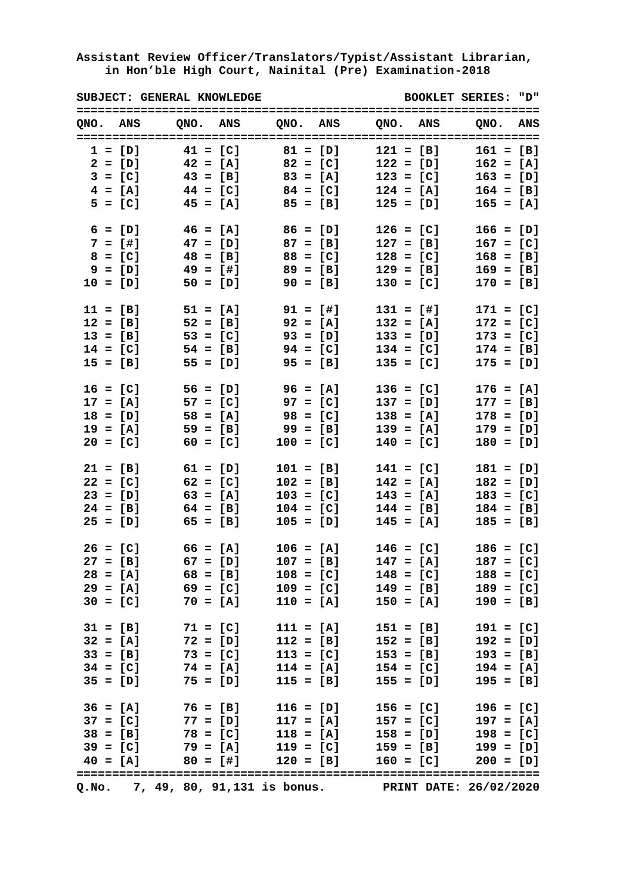**Assistant Review Officer/Translators/Typist/Assistant Librarian, in Hon'ble High Court, Nainital (Pre) Examination-2018**

**SUBJECT: GENERAL KNOWLEDGE** — **BOOKLET SERIES: "D"**

| QNO. | ANS | QNO. | ANS | QNO. | ANS | QNO. | ANS | QNO. | ANS |
|---|---|---|---|---|---|---|---|---|---|
| 1 | [D] | 41 | [C] | 81 | [D] | 121 | [B] | 161 | [B] |
| 2 | [D] | 42 | [A] | 82 | [C] | 122 | [D] | 162 | [A] |
| 3 | [C] | 43 | [B] | 83 | [A] | 123 | [C] | 163 | [D] |
| 4 | [A] | 44 | [C] | 84 | [C] | 124 | [A] | 164 | [B] |
| 5 | [C] | 45 | [A] | 85 | [B] | 125 | [D] | 165 | [A] |
| 6 | [D] | 46 | [A] | 86 | [D] | 126 | [C] | 166 | [D] |
| 7 | [#] | 47 | [D] | 87 | [B] | 127 | [B] | 167 | [C] |
| 8 | [C] | 48 | [B] | 88 | [C] | 128 | [C] | 168 | [B] |
| 9 | [D] | 49 | [#] | 89 | [B] | 129 | [B] | 169 | [B] |
| 10 | [D] | 50 | [D] | 90 | [B] | 130 | [C] | 170 | [B] |
| 11 | [B] | 51 | [A] | 91 | [#] | 131 | [#] | 171 | [C] |
| 12 | [B] | 52 | [B] | 92 | [A] | 132 | [A] | 172 | [C] |
| 13 | [B] | 53 | [C] | 93 | [D] | 133 | [D] | 173 | [C] |
| 14 | [C] | 54 | [B] | 94 | [C] | 134 | [C] | 174 | [B] |
| 15 | [B] | 55 | [D] | 95 | [B] | 135 | [C] | 175 | [D] |
| 16 | [C] | 56 | [D] | 96 | [A] | 136 | [C] | 176 | [A] |
| 17 | [A] | 57 | [C] | 97 | [C] | 137 | [D] | 177 | [B] |
| 18 | [D] | 58 | [A] | 98 | [C] | 138 | [A] | 178 | [D] |
| 19 | [A] | 59 | [B] | 99 | [B] | 139 | [A] | 179 | [D] |
| 20 | [C] | 60 | [C] | 100 | [C] | 140 | [C] | 180 | [D] |
| 21 | [B] | 61 | [D] | 101 | [B] | 141 | [C] | 181 | [D] |
| 22 | [C] | 62 | [C] | 102 | [B] | 142 | [A] | 182 | [D] |
| 23 | [D] | 63 | [A] | 103 | [C] | 143 | [A] | 183 | [C] |
| 24 | [B] | 64 | [B] | 104 | [C] | 144 | [B] | 184 | [B] |
| 25 | [D] | 65 | [B] | 105 | [D] | 145 | [A] | 185 | [B] |
| 26 | [C] | 66 | [A] | 106 | [A] | 146 | [C] | 186 | [C] |
| 27 | [B] | 67 | [D] | 107 | [B] | 147 | [A] | 187 | [C] |
| 28 | [A] | 68 | [B] | 108 | [C] | 148 | [C] | 188 | [C] |
| 29 | [A] | 69 | [C] | 109 | [C] | 149 | [B] | 189 | [C] |
| 30 | [C] | 70 | [A] | 110 | [A] | 150 | [A] | 190 | [B] |
| 31 | [B] | 71 | [C] | 111 | [A] | 151 | [B] | 191 | [C] |
| 32 | [A] | 72 | [D] | 112 | [B] | 152 | [B] | 192 | [D] |
| 33 | [B] | 73 | [C] | 113 | [C] | 153 | [B] | 193 | [B] |
| 34 | [C] | 74 | [A] | 114 | [A] | 154 | [C] | 194 | [A] |
| 35 | [D] | 75 | [D] | 115 | [B] | 155 | [D] | 195 | [B] |
| 36 | [A] | 76 | [B] | 116 | [D] | 156 | [C] | 196 | [C] |
| 37 | [C] | 77 | [D] | 117 | [A] | 157 | [C] | 197 | [A] |
| 38 | [B] | 78 | [C] | 118 | [A] | 158 | [D] | 198 | [C] |
| 39 | [C] | 79 | [A] | 119 | [C] | 159 | [B] | 199 | [D] |
| 40 | [A] | 80 | [#] | 120 | [B] | 160 | [C] | 200 | [D] |

**Q.No. 7, 49, 80, 91,131 is bonus.** **PRINT DATE: 26/02/2020**